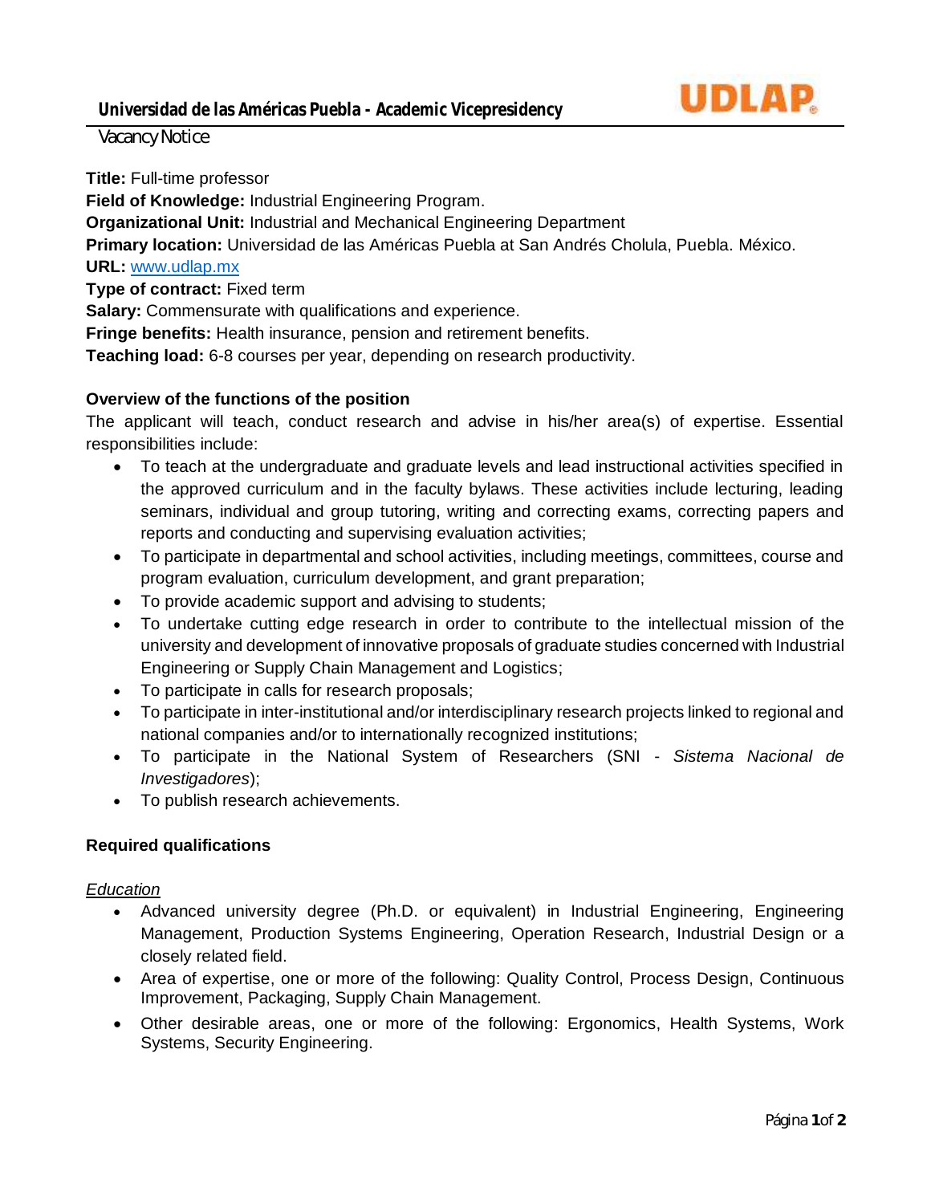# Universidad de las Américas Puebla - Academic Vicepresidency

Vacancy Notice

**Title:** Full-time professor
**Field of Knowledge:** Industrial Engineering Program.
**Organizational Unit:** Industrial and Mechanical Engineering Department
**Primary location:** Universidad de las Américas Puebla at San Andrés Cholula, Puebla. México.
**URL:** [www.udlap.mx](www.udlap.mx)
**Type of contract:** Fixed term
**Salary:** Commensurate with qualifications and experience.
**Fringe benefits:** Health insurance, pension and retirement benefits.
**Teaching load:** 6-8 courses per year, depending on research productivity.

## Overview of the functions of the position

The applicant will teach, conduct research and advise in his/her area(s) of expertise. Essential responsibilities include:

- To teach at the undergraduate and graduate levels and lead instructional activities specified in the approved curriculum and in the faculty bylaws. These activities include lecturing, leading seminars, individual and group tutoring, writing and correcting exams, correcting papers and reports and conducting and supervising evaluation activities;
- To participate in departmental and school activities, including meetings, committees, course and program evaluation, curriculum development, and grant preparation;
- To provide academic support and advising to students;
- To undertake cutting edge research in order to contribute to the intellectual mission of the university and development of innovative proposals of graduate studies concerned with Industrial Engineering or Supply Chain Management and Logistics;
- To participate in calls for research proposals;
- To participate in inter-institutional and/or interdisciplinary research projects linked to regional and national companies and/or to internationally recognized institutions;
- To participate in the National System of Researchers (SNI - *Sistema Nacional de Investigadores*);
- To publish research achievements.

## Required qualifications

*Education*

- Advanced university degree (Ph.D. or equivalent) in Industrial Engineering, Engineering Management, Production Systems Engineering, Operation Research, Industrial Design or a closely related field.
- Area of expertise, one or more of the following: Quality Control, Process Design, Continuous Improvement, Packaging, Supply Chain Management.
- Other desirable areas, one or more of the following: Ergonomics, Health Systems, Work Systems, Security Engineering.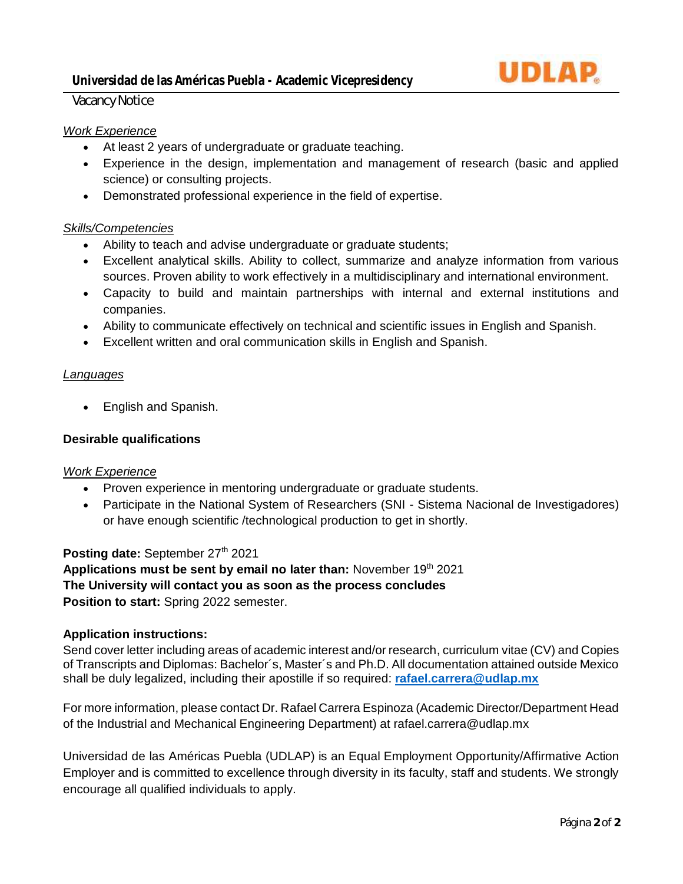*Work Experience*

- At least 2 years of undergraduate or graduate teaching.
- Experience in the design, implementation and management of research (basic and applied science) or consulting projects.
- Demonstrated professional experience in the field of expertise.

*Skills/Competencies*

- Ability to teach and advise undergraduate or graduate students;
- Excellent analytical skills. Ability to collect, summarize and analyze information from various sources. Proven ability to work effectively in a multidisciplinary and international environment.
- Capacity to build and maintain partnerships with internal and external institutions and companies.
- Ability to communicate effectively on technical and scientific issues in English and Spanish.
- Excellent written and oral communication skills in English and Spanish.

*Languages*

- English and Spanish.

**Desirable qualifications**

*Work Experience*

- Proven experience in mentoring undergraduate or graduate students.
- Participate in the National System of Researchers (SNI - Sistema Nacional de Investigadores) or have enough scientific /technological production to get in shortly.

**Posting date:** September 27th 2021
**Applications must be sent by email no later than:** November 19th 2021
**The University will contact you as soon as the process concludes**
**Position to start:** Spring 2022 semester.

**Application instructions:**
Send cover letter including areas of academic interest and/or research, curriculum vitae (CV) and Copies of Transcripts and Diplomas: Bachelor´s, Master´s and Ph.D. All documentation attained outside Mexico shall be duly legalized, including their apostille if so required: **rafael.carrera@udlap.mx**

For more information, please contact Dr. Rafael Carrera Espinoza (Academic Director/Department Head of the Industrial and Mechanical Engineering Department) at rafael.carrera@udlap.mx

Universidad de las Américas Puebla (UDLAP) is an Equal Employment Opportunity/Affirmative Action Employer and is committed to excellence through diversity in its faculty, staff and students. We strongly encourage all qualified individuals to apply.